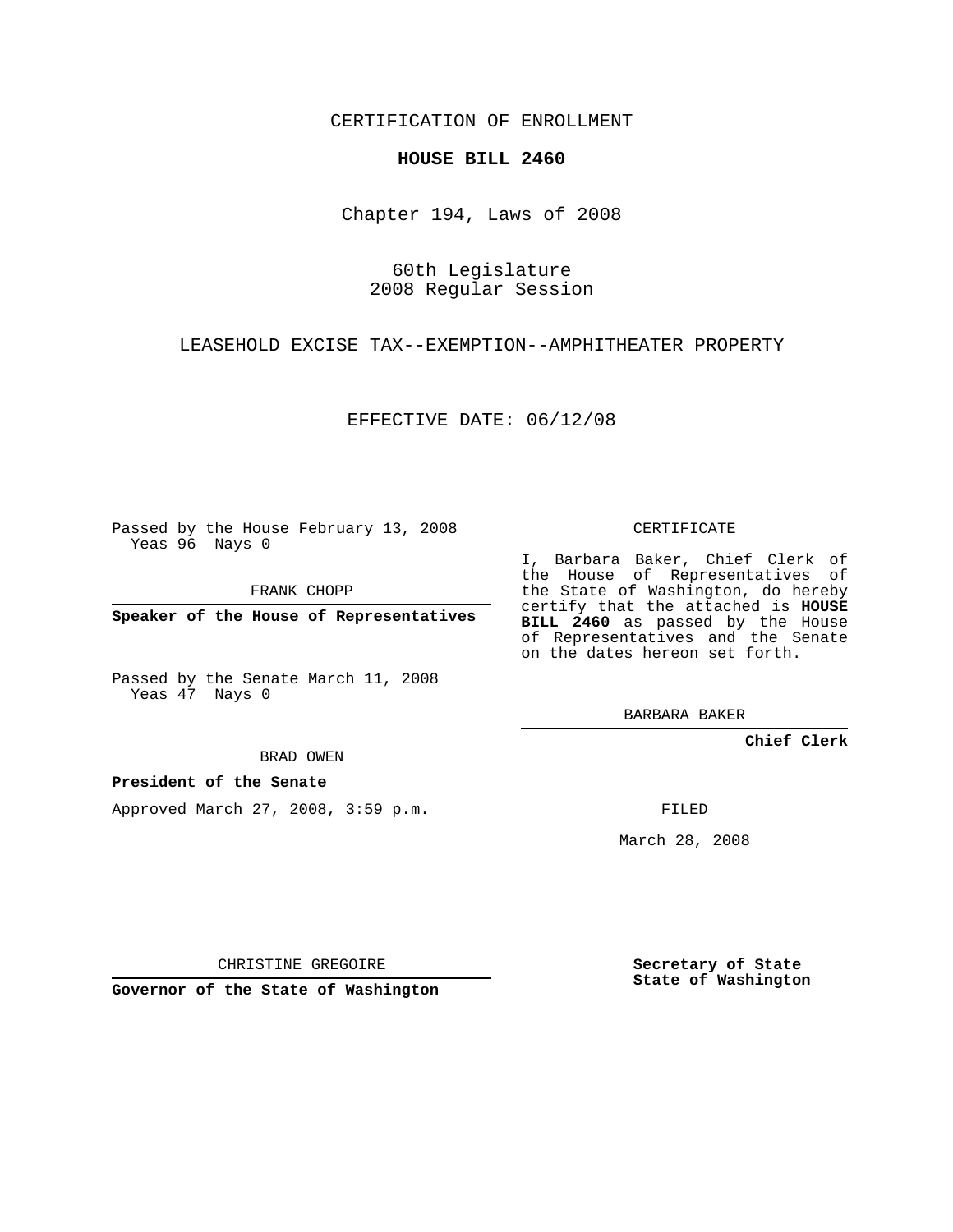CERTIFICATION OF ENROLLMENT

**HOUSE BILL 2460**

Chapter 194, Laws of 2008

60th Legislature
2008 Regular Session

LEASEHOLD EXCISE TAX--EXEMPTION--AMPHITHEATER PROPERTY

EFFECTIVE DATE: 06/12/08

Passed by the House February 13, 2008
Yeas 96 Nays 0

FRANK CHOPP

**Speaker of the House of Representatives**

Passed by the Senate March 11, 2008
Yeas 47 Nays 0

BRAD OWEN

**President of the Senate**

Approved March 27, 2008, 3:59 p.m.

CHRISTINE GREGOIRE

**Governor of the State of Washington**

CERTIFICATE

I, Barbara Baker, Chief Clerk of the House of Representatives of the State of Washington, do hereby certify that the attached is **HOUSE BILL 2460** as passed by the House of Representatives and the Senate on the dates hereon set forth.

BARBARA BAKER

**Chief Clerk**

FILED

March 28, 2008

**Secretary of State**
**State of Washington**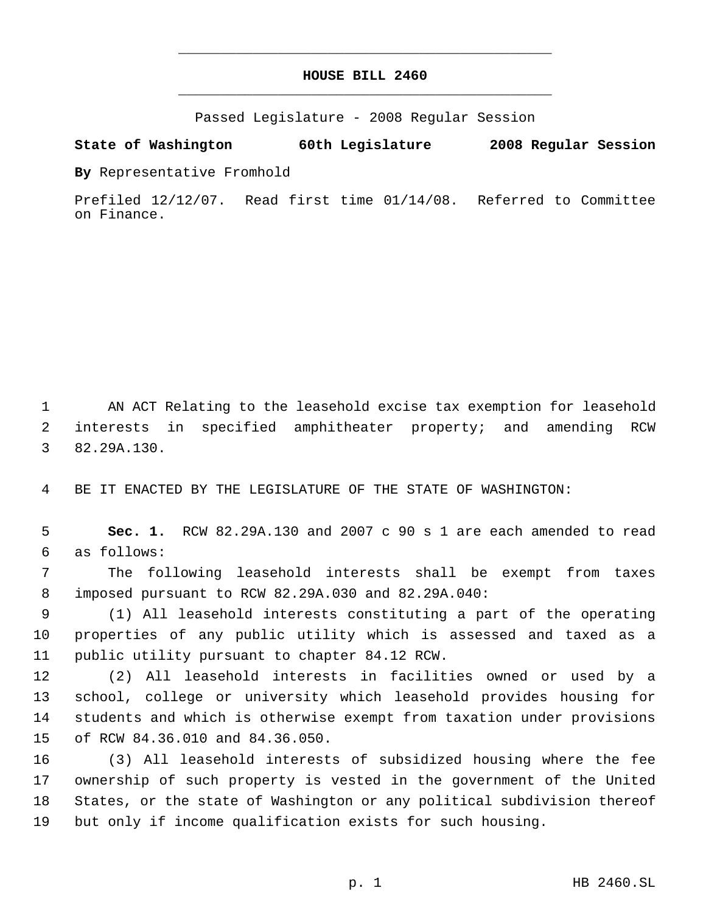# HOUSE BILL 2460

Passed Legislature - 2008 Regular Session

**State of Washington 60th Legislature 2008 Regular Session**

**By** Representative Fromhold

Prefiled 12/12/07. Read first time 01/14/08. Referred to Committee on Finance.

AN ACT Relating to the leasehold excise tax exemption for leasehold interests in specified amphitheater property; and amending RCW 82.29A.130.

BE IT ENACTED BY THE LEGISLATURE OF THE STATE OF WASHINGTON:

**Sec. 1.** RCW 82.29A.130 and 2007 c 90 s 1 are each amended to read as follows:

The following leasehold interests shall be exempt from taxes imposed pursuant to RCW 82.29A.030 and 82.29A.040:

(1) All leasehold interests constituting a part of the operating properties of any public utility which is assessed and taxed as a public utility pursuant to chapter 84.12 RCW.

(2) All leasehold interests in facilities owned or used by a school, college or university which leasehold provides housing for students and which is otherwise exempt from taxation under provisions of RCW 84.36.010 and 84.36.050.

(3) All leasehold interests of subsidized housing where the fee ownership of such property is vested in the government of the United States, or the state of Washington or any political subdivision thereof but only if income qualification exists for such housing.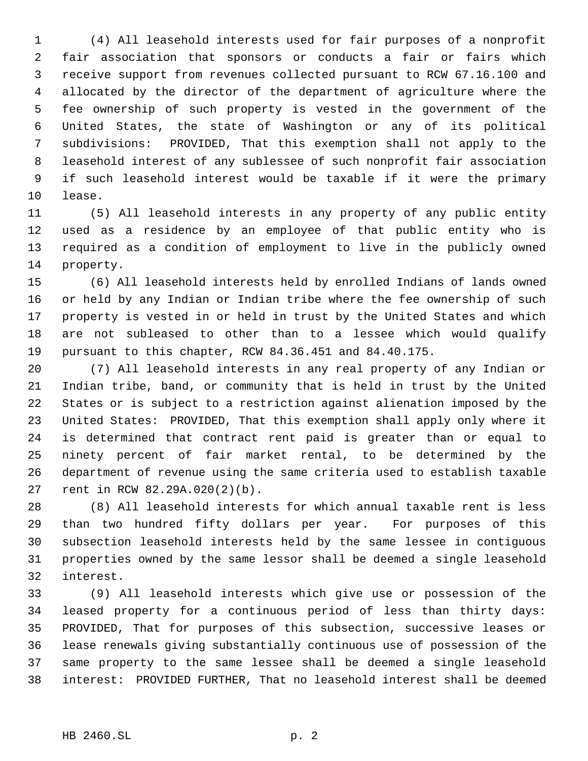(4) All leasehold interests used for fair purposes of a nonprofit fair association that sponsors or conducts a fair or fairs which receive support from revenues collected pursuant to RCW 67.16.100 and allocated by the director of the department of agriculture where the fee ownership of such property is vested in the government of the United States, the state of Washington or any of its political subdivisions: PROVIDED, That this exemption shall not apply to the leasehold interest of any sublessee of such nonprofit fair association if such leasehold interest would be taxable if it were the primary lease.

(5) All leasehold interests in any property of any public entity used as a residence by an employee of that public entity who is required as a condition of employment to live in the publicly owned property.

(6) All leasehold interests held by enrolled Indians of lands owned or held by any Indian or Indian tribe where the fee ownership of such property is vested in or held in trust by the United States and which are not subleased to other than to a lessee which would qualify pursuant to this chapter, RCW 84.36.451 and 84.40.175.

(7) All leasehold interests in any real property of any Indian or Indian tribe, band, or community that is held in trust by the United States or is subject to a restriction against alienation imposed by the United States: PROVIDED, That this exemption shall apply only where it is determined that contract rent paid is greater than or equal to ninety percent of fair market rental, to be determined by the department of revenue using the same criteria used to establish taxable rent in RCW 82.29A.020(2)(b).

(8) All leasehold interests for which annual taxable rent is less than two hundred fifty dollars per year. For purposes of this subsection leasehold interests held by the same lessee in contiguous properties owned by the same lessor shall be deemed a single leasehold interest.

(9) All leasehold interests which give use or possession of the leased property for a continuous period of less than thirty days: PROVIDED, That for purposes of this subsection, successive leases or lease renewals giving substantially continuous use of possession of the same property to the same lessee shall be deemed a single leasehold interest: PROVIDED FURTHER, That no leasehold interest shall be deemed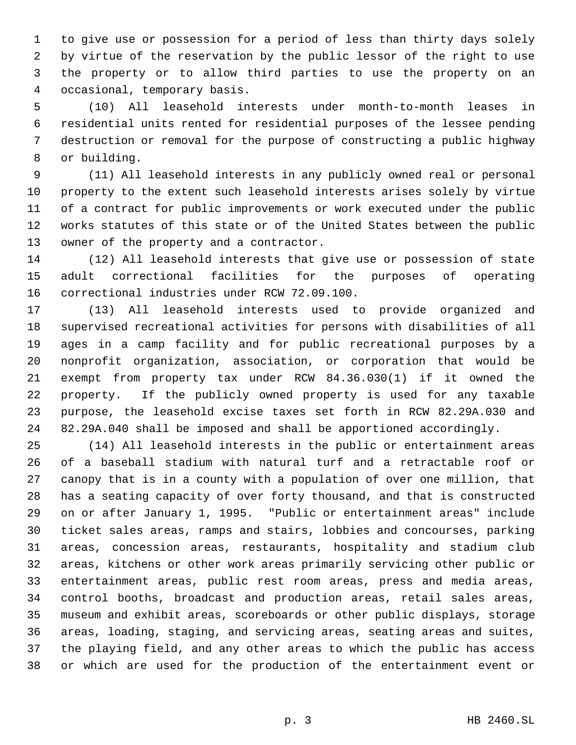to give use or possession for a period of less than thirty days solely by virtue of the reservation by the public lessor of the right to use the property or to allow third parties to use the property on an occasional, temporary basis.

(10) All leasehold interests under month-to-month leases in residential units rented for residential purposes of the lessee pending destruction or removal for the purpose of constructing a public highway or building.

(11) All leasehold interests in any publicly owned real or personal property to the extent such leasehold interests arises solely by virtue of a contract for public improvements or work executed under the public works statutes of this state or of the United States between the public owner of the property and a contractor.

(12) All leasehold interests that give use or possession of state adult correctional facilities for the purposes of operating correctional industries under RCW 72.09.100.

(13) All leasehold interests used to provide organized and supervised recreational activities for persons with disabilities of all ages in a camp facility and for public recreational purposes by a nonprofit organization, association, or corporation that would be exempt from property tax under RCW 84.36.030(1) if it owned the property. If the publicly owned property is used for any taxable purpose, the leasehold excise taxes set forth in RCW 82.29A.030 and 82.29A.040 shall be imposed and shall be apportioned accordingly.

(14) All leasehold interests in the public or entertainment areas of a baseball stadium with natural turf and a retractable roof or canopy that is in a county with a population of over one million, that has a seating capacity of over forty thousand, and that is constructed on or after January 1, 1995. "Public or entertainment areas" include ticket sales areas, ramps and stairs, lobbies and concourses, parking areas, concession areas, restaurants, hospitality and stadium club areas, kitchens or other work areas primarily servicing other public or entertainment areas, public rest room areas, press and media areas, control booths, broadcast and production areas, retail sales areas, museum and exhibit areas, scoreboards or other public displays, storage areas, loading, staging, and servicing areas, seating areas and suites, the playing field, and any other areas to which the public has access or which are used for the production of the entertainment event or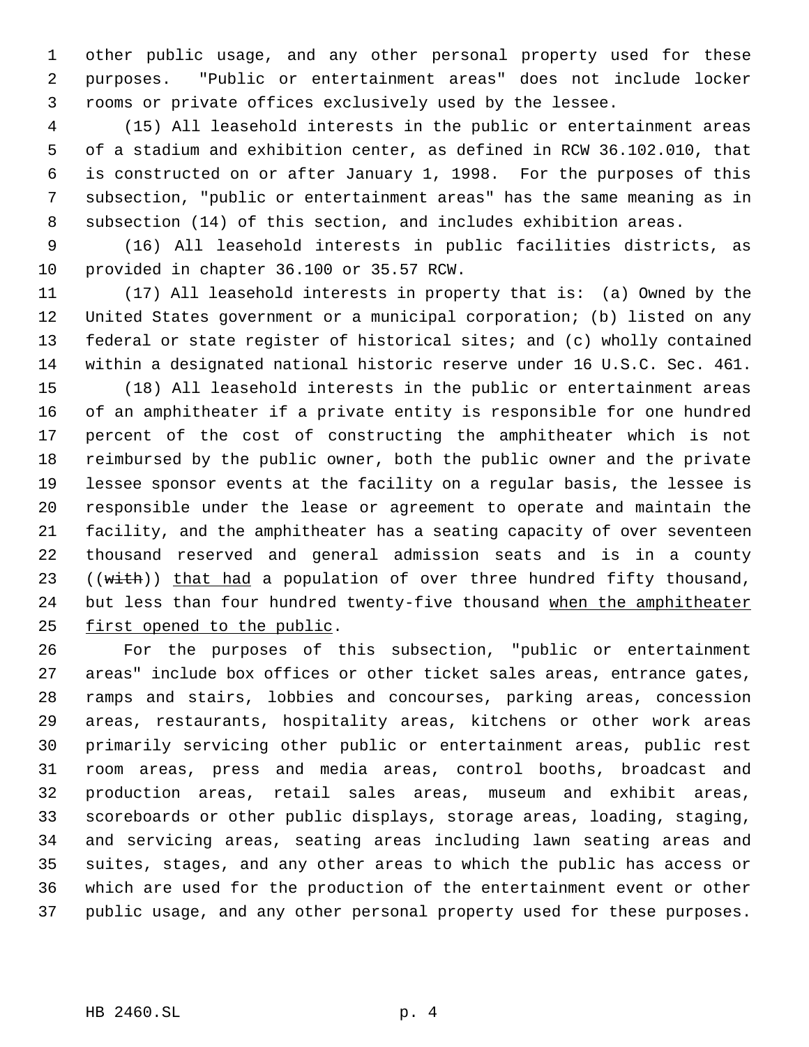other public usage, and any other personal property used for these purposes. "Public or entertainment areas" does not include locker rooms or private offices exclusively used by the lessee.

(15) All leasehold interests in the public or entertainment areas of a stadium and exhibition center, as defined in RCW 36.102.010, that is constructed on or after January 1, 1998. For the purposes of this subsection, "public or entertainment areas" has the same meaning as in subsection (14) of this section, and includes exhibition areas.

(16) All leasehold interests in public facilities districts, as provided in chapter 36.100 or 35.57 RCW.

(17) All leasehold interests in property that is: (a) Owned by the United States government or a municipal corporation; (b) listed on any federal or state register of historical sites; and (c) wholly contained within a designated national historic reserve under 16 U.S.C. Sec. 461.

(18) All leasehold interests in the public or entertainment areas of an amphitheater if a private entity is responsible for one hundred percent of the cost of constructing the amphitheater which is not reimbursed by the public owner, both the public owner and the private lessee sponsor events at the facility on a regular basis, the lessee is responsible under the lease or agreement to operate and maintain the facility, and the amphitheater has a seating capacity of over seventeen thousand reserved and general admission seats and is in a county ((~~with~~)) <u>that had</u> a population of over three hundred fifty thousand, but less than four hundred twenty-five thousand <u>when the amphitheater first opened to the public</u>.

For the purposes of this subsection, "public or entertainment areas" include box offices or other ticket sales areas, entrance gates, ramps and stairs, lobbies and concourses, parking areas, concession areas, restaurants, hospitality areas, kitchens or other work areas primarily servicing other public or entertainment areas, public rest room areas, press and media areas, control booths, broadcast and production areas, retail sales areas, museum and exhibit areas, scoreboards or other public displays, storage areas, loading, staging, and servicing areas, seating areas including lawn seating areas and suites, stages, and any other areas to which the public has access or which are used for the production of the entertainment event or other public usage, and any other personal property used for these purposes.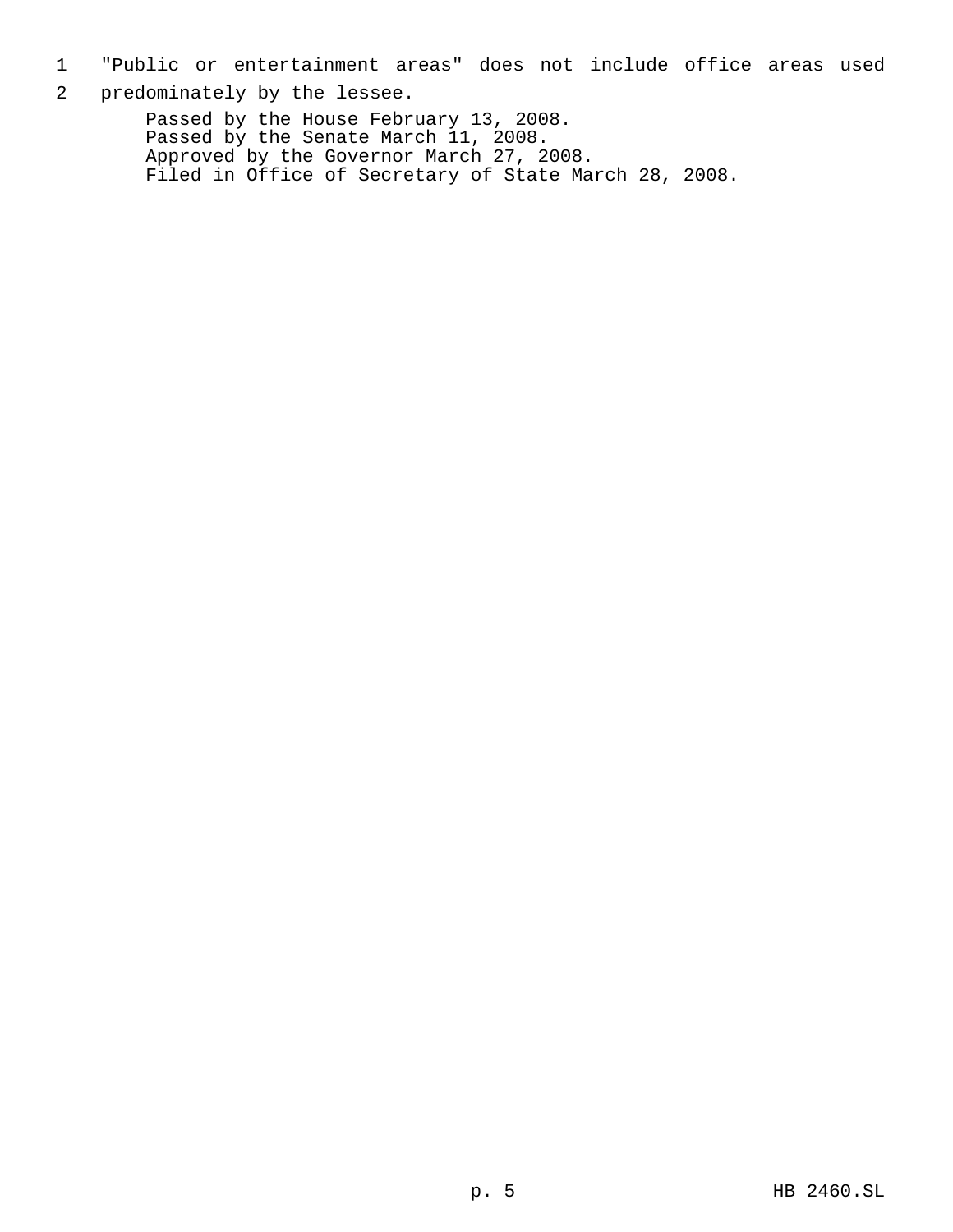"Public or entertainment areas" does not include office areas used predominately by the lessee.

Passed by the House February 13, 2008.
Passed by the Senate March 11, 2008.
Approved by the Governor March 27, 2008.
Filed in Office of Secretary of State March 28, 2008.